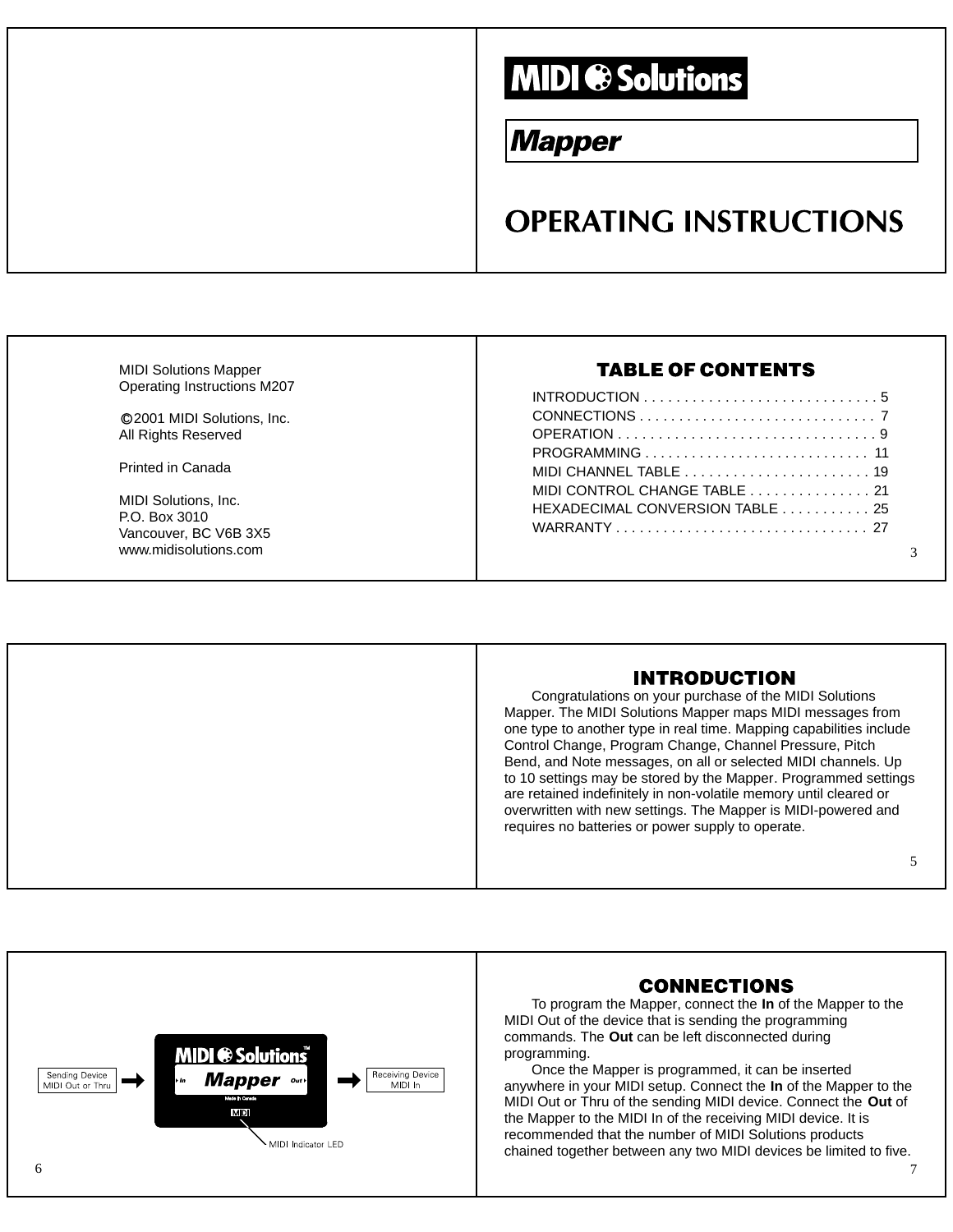# MIDI Solutions

## Mapper

# OPERATING INSTRUCTIONS

MIDI Solutions Mapper
Operating Instructions M207

©2001 MIDI Solutions, Inc.
All Rights Reserved

Printed in Canada

MIDI Solutions, Inc.
P.O. Box 3010
Vancouver, BC V6B 3X5
www.midisolutions.com

## TABLE OF CONTENTS

INTRODUCTION . . . . . . . . . . . . . . . . . . . . . . . . . . . . . 5
CONNECTIONS . . . . . . . . . . . . . . . . . . . . . . . . . . . . . 7
OPERATION . . . . . . . . . . . . . . . . . . . . . . . . . . . . . . . . 9
PROGRAMMING . . . . . . . . . . . . . . . . . . . . . . . . . . . . 11
MIDI CHANNEL TABLE . . . . . . . . . . . . . . . . . . . . . . . 19
MIDI CONTROL CHANGE TABLE . . . . . . . . . . . . . . . 21
HEXADECIMAL CONVERSION TABLE . . . . . . . . . . . 25
WARRANTY . . . . . . . . . . . . . . . . . . . . . . . . . . . . . . . . 27

## INTRODUCTION

Congratulations on your purchase of the MIDI Solutions Mapper. The MIDI Solutions Mapper maps MIDI messages from one type to another type in real time. Mapping capabilities include Control Change, Program Change, Channel Pressure, Pitch Bend, and Note messages, on all or selected MIDI channels. Up to 10 settings may be stored by the Mapper. Programmed settings are retained indefinitely in non-volatile memory until cleared or overwritten with new settings. The Mapper is MIDI-powered and requires no batteries or power supply to operate.

Sending Device MIDI Out or Thru → In **Mapper** Out → Receiving Device MIDI In

MIDI Indicator LED

## CONNECTIONS

To program the Mapper, connect the **In** of the Mapper to the MIDI Out of the device that is sending the programming commands. The **Out** can be left disconnected during programming.

Once the Mapper is programmed, it can be inserted anywhere in your MIDI setup. Connect the **In** of the Mapper to the MIDI Out or Thru of the sending MIDI device. Connect the **Out** of the Mapper to the MIDI In of the receiving MIDI device. It is recommended that the number of MIDI Solutions products chained together between any two MIDI devices be limited to five.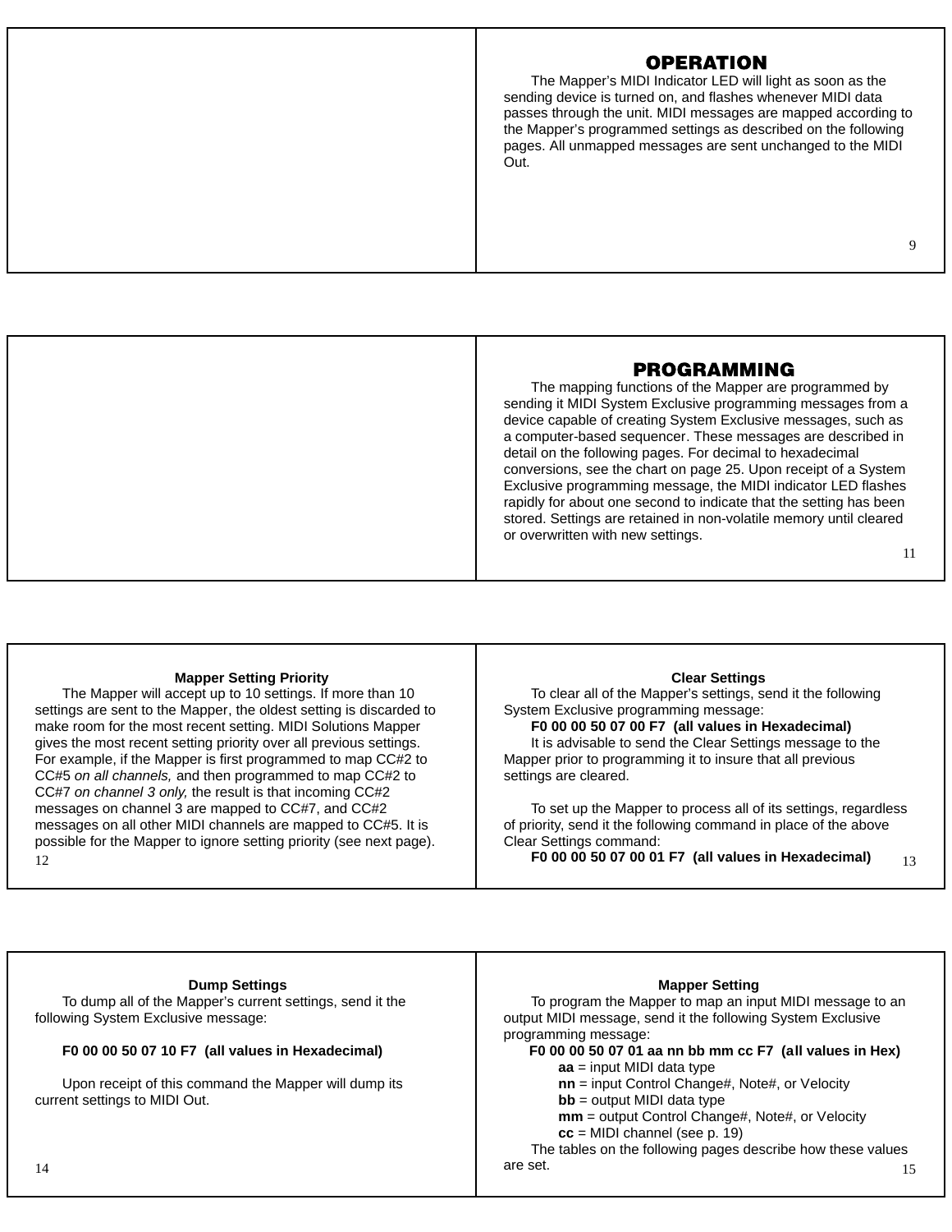## OPERATION

The Mapper's MIDI Indicator LED will light as soon as the sending device is turned on, and flashes whenever MIDI data passes through the unit. MIDI messages are mapped according to the Mapper's programmed settings as described on the following pages. All unmapped messages are sent unchanged to the MIDI Out.

## PROGRAMMING

The mapping functions of the Mapper are programmed by sending it MIDI System Exclusive programming messages from a device capable of creating System Exclusive messages, such as a computer-based sequencer. These messages are described in detail on the following pages. For decimal to hexadecimal conversions, see the chart on page 25. Upon receipt of a System Exclusive programming message, the MIDI indicator LED flashes rapidly for about one second to indicate that the setting has been stored. Settings are retained in non-volatile memory until cleared or overwritten with new settings.

### Mapper Setting Priority

The Mapper will accept up to 10 settings. If more than 10 settings are sent to the Mapper, the oldest setting is discarded to make room for the most recent setting. MIDI Solutions Mapper gives the most recent setting priority over all previous settings. For example, if the Mapper is first programmed to map CC#2 to CC#5 *on all channels,* and then programmed to map CC#2 to CC#7 *on channel 3 only,* the result is that incoming CC#2 messages on channel 3 are mapped to CC#7, and CC#2 messages on all other MIDI channels are mapped to CC#5. It is possible for the Mapper to ignore setting priority (see next page).

### Clear Settings

To clear all of the Mapper's settings, send it the following System Exclusive programming message:

**F0 00 00 50 07 00 F7 (all values in Hexadecimal)**

It is advisable to send the Clear Settings message to the Mapper prior to programming it to insure that all previous settings are cleared.

To set up the Mapper to process all of its settings, regardless of priority, send it the following command in place of the above Clear Settings command:

**F0 00 00 50 07 00 01 F7 (all values in Hexadecimal)**

### Dump Settings

To dump all of the Mapper's current settings, send it the following System Exclusive message:

**F0 00 00 50 07 10 F7 (all values in Hexadecimal)**

Upon receipt of this command the Mapper will dump its current settings to MIDI Out.

### Mapper Setting

To program the Mapper to map an input MIDI message to an output MIDI message, send it the following System Exclusive programming message:

**F0 00 00 50 07 01 aa nn bb mm cc F7 (all values in Hex)**

- **aa** = input MIDI data type
- **nn** = input Control Change#, Note#, or Velocity
- **bb** = output MIDI data type
- **mm** = output Control Change#, Note#, or Velocity
- **cc** = MIDI channel (see p. 19)

The tables on the following pages describe how these values are set.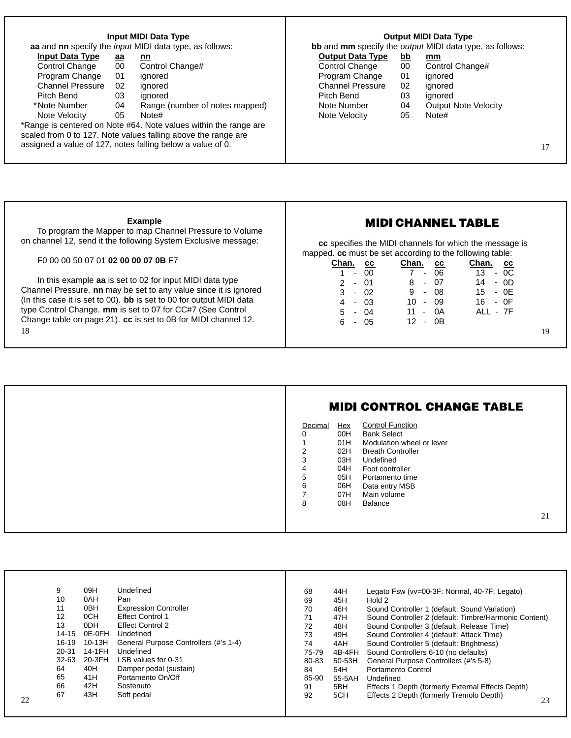### Input MIDI Data Type

**aa** and **nn** specify the *input* MIDI data type, as follows:

| Input Data Type | aa | nn |
|---|---|---|
| Control Change | 00 | Control Change# |
| Program Change | 01 | ignored |
| Channel Pressure | 02 | ignored |
| Pitch Bend | 03 | ignored |
| *Note Number | 04 | Range (number of notes mapped) |
| Note Velocity | 05 | Note# |

*Range is centered on Note #64. Note values within the range are scaled from 0 to 127. Note values falling above the range are assigned a value of 127, notes falling below a value of 0.

### Output MIDI Data Type

**bb** and **mm** specify the *output* MIDI data type, as follows:

| Output Data Type | bb | mm |
|---|---|---|
| Control Change | 00 | Control Change# |
| Program Change | 01 | ignored |
| Channel Pressure | 02 | ignored |
| Pitch Bend | 03 | ignored |
| Note Number | 04 | Output Note Velocity |
| Note Velocity | 05 | Note# |

### Example

To program the Mapper to map Channel Pressure to Volume on channel 12, send it the following System Exclusive message:

F0 00 00 50 07 01 **02 00 00 07 0B** F7

In this example **aa** is set to 02 for input MIDI data type Channel Pressure. **nn** may be set to any value since it is ignored (In this case it is set to 00). **bb** is set to 00 for output MIDI data type Control Change. **mm** is set to 07 for CC#7 (See Control Change table on page 21). **cc** is set to 0B for MIDI channel 12.

## MIDI CHANNEL TABLE

**cc** specifies the MIDI channels for which the message is mapped. **cc** must be set according to the following table:

| Chan. | cc | Chan. | cc | Chan. | cc |
|---|---|---|---|---|---|
| 1 | 00 | 7 | 06 | 13 | 0C |
| 2 | 01 | 8 | 07 | 14 | 0D |
| 3 | 02 | 9 | 08 | 15 | 0E |
| 4 | 03 | 10 | 09 | 16 | 0F |
| 5 | 04 | 11 | 0A | ALL | 7F |
| 6 | 05 | 12 | 0B | | |

## MIDI CONTROL CHANGE TABLE

| Decimal | Hex | Control Function |
|---|---|---|
| 0 | 00H | Bank Select |
| 1 | 01H | Modulation wheel or lever |
| 2 | 02H | Breath Controller |
| 3 | 03H | Undefined |
| 4 | 04H | Foot controller |
| 5 | 05H | Portamento time |
| 6 | 06H | Data entry MSB |
| 7 | 07H | Main volume |
| 8 | 08H | Balance |
| 9 | 09H | Undefined |
| 10 | 0AH | Pan |
| 11 | 0BH | Expression Controller |
| 12 | 0CH | Effect Control 1 |
| 13 | 0DH | Effect Control 2 |
| 14-15 | 0E-0FH | Undefined |
| 16-19 | 10-13H | General Purpose Controllers (#'s 1-4) |
| 20-31 | 14-1FH | Undefined |
| 32-63 | 20-3FH | LSB values for 0-31 |
| 64 | 40H | Damper pedal (sustain) |
| 65 | 41H | Portamento On/Off |
| 66 | 42H | Sostenuto |
| 67 | 43H | Soft pedal |
| 68 | 44H | Legato Fsw (vv=00-3F: Normal, 40-7F: Legato) |
| 69 | 45H | Hold 2 |
| 70 | 46H | Sound Controller 1 (default: Sound Variation) |
| 71 | 47H | Sound Controller 2 (default: Timbre/Harmonic Content) |
| 72 | 48H | Sound Controller 3 (default: Release Time) |
| 73 | 49H | Sound Controller 4 (default: Attack Time) |
| 74 | 4AH | Sound Controller 5 (default: Brightness) |
| 75-79 | 4B-4FH | Sound Controllers 6-10 (no defaults) |
| 80-83 | 50-53H | General Purpose Controllers (#'s 5-8) |
| 84 | 54H | Portamento Control |
| 85-90 | 55-5AH | Undefined |
| 91 | 5BH | Effects 1 Depth (formerly External Effects Depth) |
| 92 | 5CH | Effects 2 Depth (formerly Tremolo Depth) |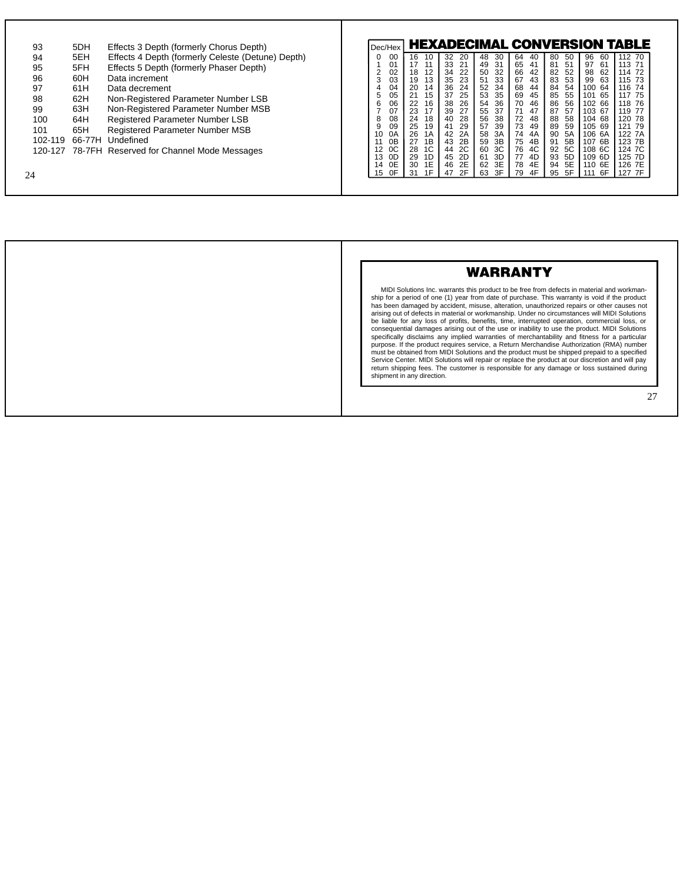| | | |
|---|---|---|
| 93 | 5DH | Effects 3 Depth (formerly Chorus Depth) |
| 94 | 5EH | Effects 4 Depth (formerly Celeste (Detune) Depth) |
| 95 | 5FH | Effects 5 Depth (formerly Phaser Depth) |
| 96 | 60H | Data increment |
| 97 | 61H | Data decrement |
| 98 | 62H | Non-Registered Parameter Number LSB |
| 99 | 63H | Non-Registered Parameter Number MSB |
| 100 | 64H | Registered Parameter Number LSB |
| 101 | 65H | Registered Parameter Number MSB |
| 102-119 | 66-77H | Undefined |
| 120-127 | 78-7FH | Reserved for Channel Mode Messages |

## HEXADECIMAL CONVERSION TABLE

| Dec/Hex | | | | | | | | | | | | | | | |
|---|---|---|---|---|---|---|---|---|---|---|---|---|---|---|---|
| 0 | 00 | 16 | 10 | 32 | 20 | 48 | 30 | 64 | 40 | 80 | 50 | 96 | 60 | 112 | 70 |
| 1 | 01 | 17 | 11 | 33 | 21 | 49 | 31 | 65 | 41 | 81 | 51 | 97 | 61 | 113 | 71 |
| 2 | 02 | 18 | 12 | 34 | 22 | 50 | 32 | 66 | 42 | 82 | 52 | 98 | 62 | 114 | 72 |
| 3 | 03 | 19 | 13 | 35 | 23 | 51 | 33 | 67 | 43 | 83 | 53 | 99 | 63 | 115 | 73 |
| 4 | 04 | 20 | 14 | 36 | 24 | 52 | 34 | 68 | 44 | 84 | 54 | 100 | 64 | 116 | 74 |
| 5 | 05 | 21 | 15 | 37 | 25 | 53 | 35 | 69 | 45 | 85 | 55 | 101 | 65 | 117 | 75 |
| 6 | 06 | 22 | 16 | 38 | 26 | 54 | 36 | 70 | 46 | 86 | 56 | 102 | 66 | 118 | 76 |
| 7 | 07 | 23 | 17 | 39 | 27 | 55 | 37 | 71 | 47 | 87 | 57 | 103 | 67 | 119 | 77 |
| 8 | 08 | 24 | 18 | 40 | 28 | 56 | 38 | 72 | 48 | 88 | 58 | 104 | 68 | 120 | 78 |
| 9 | 09 | 25 | 19 | 41 | 29 | 57 | 39 | 73 | 49 | 89 | 59 | 105 | 69 | 121 | 79 |
| 10 | 0A | 26 | 1A | 42 | 2A | 58 | 3A | 74 | 4A | 90 | 5A | 106 | 6A | 122 | 7A |
| 11 | 0B | 27 | 1B | 43 | 2B | 59 | 3B | 75 | 4B | 91 | 5B | 107 | 6B | 123 | 7B |
| 12 | 0C | 28 | 1C | 44 | 2C | 60 | 3C | 76 | 4C | 92 | 5C | 108 | 6C | 124 | 7C |
| 13 | 0D | 29 | 1D | 45 | 2D | 61 | 3D | 77 | 4D | 93 | 5D | 109 | 6D | 125 | 7D |
| 14 | 0E | 30 | 1E | 46 | 2E | 62 | 3E | 78 | 4E | 94 | 5E | 110 | 6E | 126 | 7E |
| 15 | 0F | 31 | 1F | 47 | 2F | 63 | 3F | 79 | 4F | 95 | 5F | 111 | 6F | 127 | 7F |

## WARRANTY

MIDI Solutions Inc. warrants this product to be free from defects in material and workmanship for a period of one (1) year from date of purchase. This warranty is void if the product has been damaged by accident, misuse, alteration, unauthorized repairs or other causes not arising out of defects in material or workmanship. Under no circumstances will MIDI Solutions be liable for any loss of profits, benefits, time, interrupted operation, commercial loss, or consequential damages arising out of the use or inability to use the product. MIDI Solutions specifically disclaims any implied warranties of merchantability and fitness for a particular purpose. If the product requires service, a Return Merchandise Authorization (RMA) number must be obtained from MIDI Solutions and the product must be shipped prepaid to a specified Service Center. MIDI Solutions will repair or replace the product at our discretion and will pay return shipping fees. The customer is responsible for any damage or loss sustained during shipment in any direction.